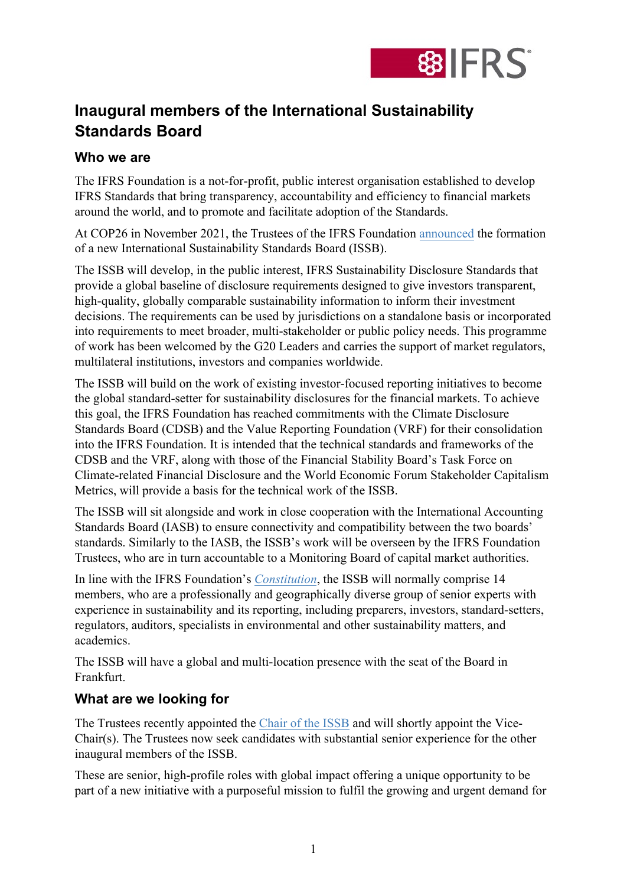# Inaugural members of the International Sustainability Standards Board

## Who we are

The IFRS Foundation is a not-for-profit, public interest organisation established to develop IFRS Standards that bring transparency, accountability and efficiency to financial markets around the world, and to promote and facilitate adoption of the Standards.

At COP26 in November 2021, the Trustees of the IFRS Foundation announced the formation of a new International Sustainability Standards Board (ISSB).

The ISSB will develop, in the public interest, IFRS Sustainability Disclosure Standards that provide a global baseline of disclosure requirements designed to give investors transparent, high-quality, globally comparable sustainability information to inform their investment decisions. The requirements can be used by jurisdictions on a standalone basis or incorporated into requirements to meet broader, multi-stakeholder or public policy needs. This programme of work has been welcomed by the G20 Leaders and carries the support of market regulators, multilateral institutions, investors and companies worldwide.

The ISSB will build on the work of existing investor-focused reporting initiatives to become the global standard-setter for sustainability disclosures for the financial markets. To achieve this goal, the IFRS Foundation has reached commitments with the Climate Disclosure Standards Board (CDSB) and the Value Reporting Foundation (VRF) for their consolidation into the IFRS Foundation. It is intended that the technical standards and frameworks of the CDSB and the VRF, along with those of the Financial Stability Board's Task Force on Climate-related Financial Disclosure and the World Economic Forum Stakeholder Capitalism Metrics, will provide a basis for the technical work of the ISSB.

The ISSB will sit alongside and work in close cooperation with the International Accounting Standards Board (IASB) to ensure connectivity and compatibility between the two boards' standards. Similarly to the IASB, the ISSB's work will be overseen by the IFRS Foundation Trustees, who are in turn accountable to a Monitoring Board of capital market authorities.

In line with the IFRS Foundation's *Constitution*, the ISSB will normally comprise 14 members, who are a professionally and geographically diverse group of senior experts with experience in sustainability and its reporting, including preparers, investors, standard-setters, regulators, auditors, specialists in environmental and other sustainability matters, and academics.

The ISSB will have a global and multi-location presence with the seat of the Board in Frankfurt.

## What are we looking for

The Trustees recently appointed the Chair of the ISSB and will shortly appoint the Vice-Chair(s). The Trustees now seek candidates with substantial senior experience for the other inaugural members of the ISSB.

These are senior, high-profile roles with global impact offering a unique opportunity to be part of a new initiative with a purposeful mission to fulfil the growing and urgent demand for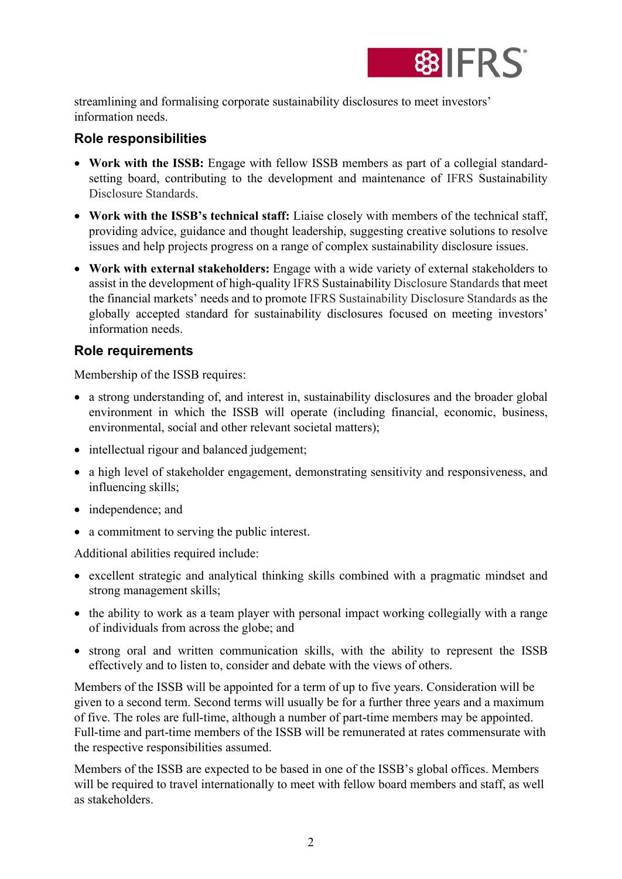streamlining and formalising corporate sustainability disclosures to meet investors' information needs.

## Role responsibilities

- **Work with the ISSB:** Engage with fellow ISSB members as part of a collegial standard-setting board, contributing to the development and maintenance of IFRS Sustainability Disclosure Standards.
- **Work with the ISSB's technical staff:** Liaise closely with members of the technical staff, providing advice, guidance and thought leadership, suggesting creative solutions to resolve issues and help projects progress on a range of complex sustainability disclosure issues.
- **Work with external stakeholders:** Engage with a wide variety of external stakeholders to assist in the development of high-quality IFRS Sustainability Disclosure Standards that meet the financial markets' needs and to promote IFRS Sustainability Disclosure Standards as the globally accepted standard for sustainability disclosures focused on meeting investors' information needs.

## Role requirements

Membership of the ISSB requires:

- a strong understanding of, and interest in, sustainability disclosures and the broader global environment in which the ISSB will operate (including financial, economic, business, environmental, social and other relevant societal matters);
- intellectual rigour and balanced judgement;
- a high level of stakeholder engagement, demonstrating sensitivity and responsiveness, and influencing skills;
- independence; and
- a commitment to serving the public interest.

Additional abilities required include:

- excellent strategic and analytical thinking skills combined with a pragmatic mindset and strong management skills;
- the ability to work as a team player with personal impact working collegially with a range of individuals from across the globe; and
- strong oral and written communication skills, with the ability to represent the ISSB effectively and to listen to, consider and debate with the views of others.

Members of the ISSB will be appointed for a term of up to five years. Consideration will be given to a second term. Second terms will usually be for a further three years and a maximum of five. The roles are full-time, although a number of part-time members may be appointed. Full-time and part-time members of the ISSB will be remunerated at rates commensurate with the respective responsibilities assumed.

Members of the ISSB are expected to be based in one of the ISSB's global offices. Members will be required to travel internationally to meet with fellow board members and staff, as well as stakeholders.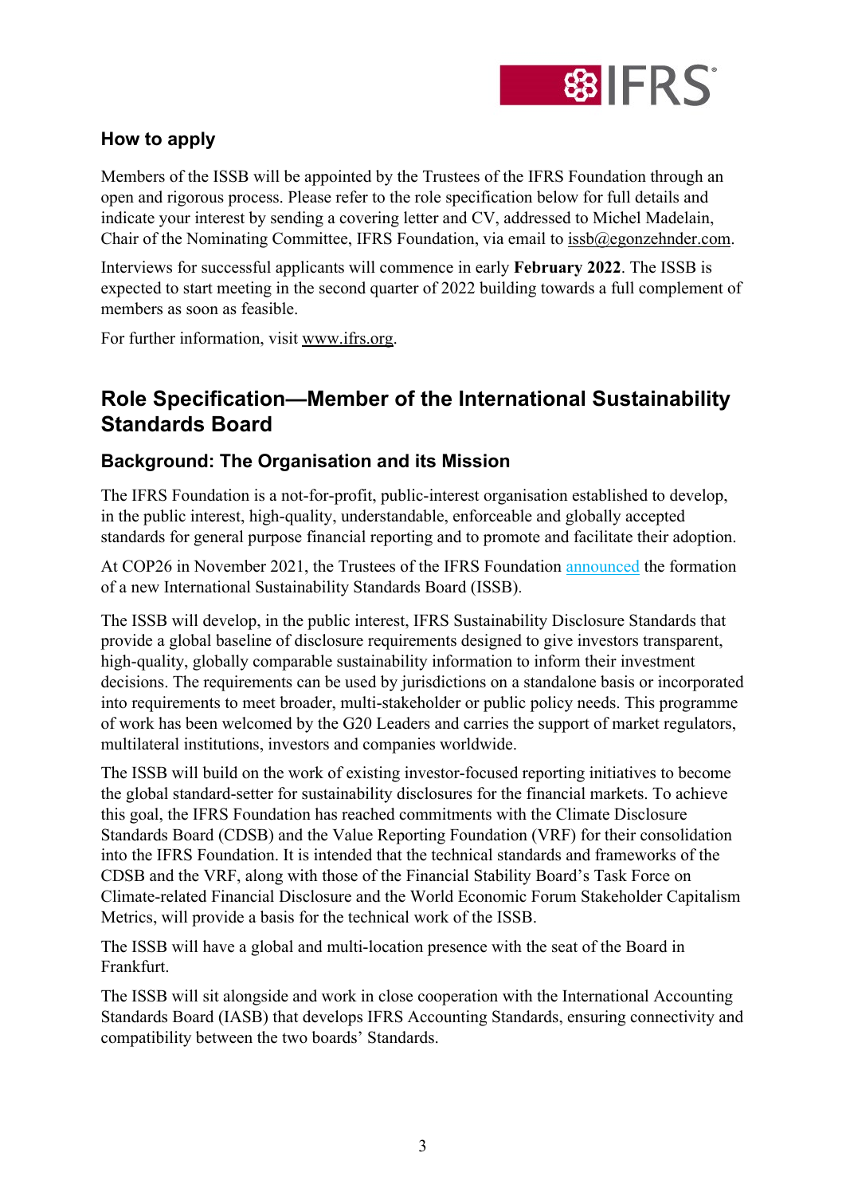### How to apply

Members of the ISSB will be appointed by the Trustees of the IFRS Foundation through an open and rigorous process. Please refer to the role specification below for full details and indicate your interest by sending a covering letter and CV, addressed to Michel Madelain, Chair of the Nominating Committee, IFRS Foundation, via email to issb@egonzehnder.com.

Interviews for successful applicants will commence in early **February 2022**. The ISSB is expected to start meeting in the second quarter of 2022 building towards a full complement of members as soon as feasible.

For further information, visit www.ifrs.org.

## Role Specification—Member of the International Sustainability Standards Board

### Background: The Organisation and its Mission

The IFRS Foundation is a not-for-profit, public-interest organisation established to develop, in the public interest, high-quality, understandable, enforceable and globally accepted standards for general purpose financial reporting and to promote and facilitate their adoption.

At COP26 in November 2021, the Trustees of the IFRS Foundation announced the formation of a new International Sustainability Standards Board (ISSB).

The ISSB will develop, in the public interest, IFRS Sustainability Disclosure Standards that provide a global baseline of disclosure requirements designed to give investors transparent, high-quality, globally comparable sustainability information to inform their investment decisions. The requirements can be used by jurisdictions on a standalone basis or incorporated into requirements to meet broader, multi-stakeholder or public policy needs. This programme of work has been welcomed by the G20 Leaders and carries the support of market regulators, multilateral institutions, investors and companies worldwide.

The ISSB will build on the work of existing investor-focused reporting initiatives to become the global standard-setter for sustainability disclosures for the financial markets. To achieve this goal, the IFRS Foundation has reached commitments with the Climate Disclosure Standards Board (CDSB) and the Value Reporting Foundation (VRF) for their consolidation into the IFRS Foundation. It is intended that the technical standards and frameworks of the CDSB and the VRF, along with those of the Financial Stability Board's Task Force on Climate-related Financial Disclosure and the World Economic Forum Stakeholder Capitalism Metrics, will provide a basis for the technical work of the ISSB.

The ISSB will have a global and multi-location presence with the seat of the Board in Frankfurt.

The ISSB will sit alongside and work in close cooperation with the International Accounting Standards Board (IASB) that develops IFRS Accounting Standards, ensuring connectivity and compatibility between the two boards' Standards.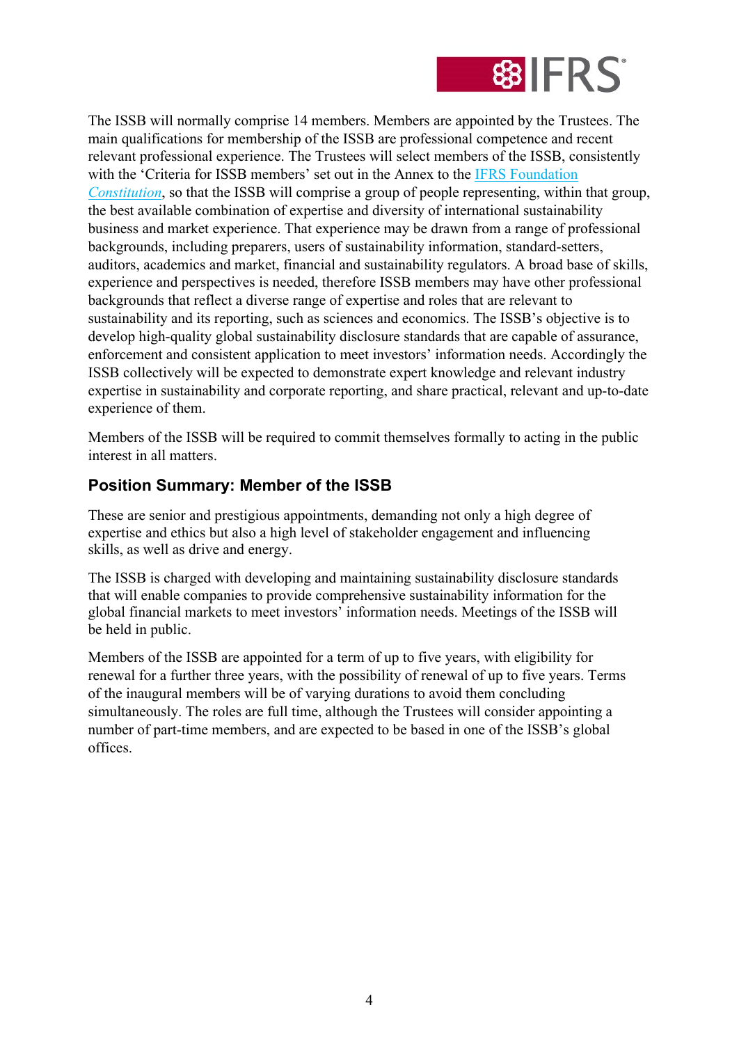The ISSB will normally comprise 14 members. Members are appointed by the Trustees. The main qualifications for membership of the ISSB are professional competence and recent relevant professional experience. The Trustees will select members of the ISSB, consistently with the 'Criteria for ISSB members' set out in the Annex to the [IFRS Foundation *Constitution*](), so that the ISSB will comprise a group of people representing, within that group, the best available combination of expertise and diversity of international sustainability business and market experience. That experience may be drawn from a range of professional backgrounds, including preparers, users of sustainability information, standard-setters, auditors, academics and market, financial and sustainability regulators. A broad base of skills, experience and perspectives is needed, therefore ISSB members may have other professional backgrounds that reflect a diverse range of expertise and roles that are relevant to sustainability and its reporting, such as sciences and economics. The ISSB's objective is to develop high-quality global sustainability disclosure standards that are capable of assurance, enforcement and consistent application to meet investors' information needs. Accordingly the ISSB collectively will be expected to demonstrate expert knowledge and relevant industry expertise in sustainability and corporate reporting, and share practical, relevant and up-to-date experience of them.

Members of the ISSB will be required to commit themselves formally to acting in the public interest in all matters.

## Position Summary: Member of the ISSB

These are senior and prestigious appointments, demanding not only a high degree of expertise and ethics but also a high level of stakeholder engagement and influencing skills, as well as drive and energy.

The ISSB is charged with developing and maintaining sustainability disclosure standards that will enable companies to provide comprehensive sustainability information for the global financial markets to meet investors' information needs. Meetings of the ISSB will be held in public.

Members of the ISSB are appointed for a term of up to five years, with eligibility for renewal for a further three years, with the possibility of renewal of up to five years. Terms of the inaugural members will be of varying durations to avoid them concluding simultaneously. The roles are full time, although the Trustees will consider appointing a number of part-time members, and are expected to be based in one of the ISSB's global offices.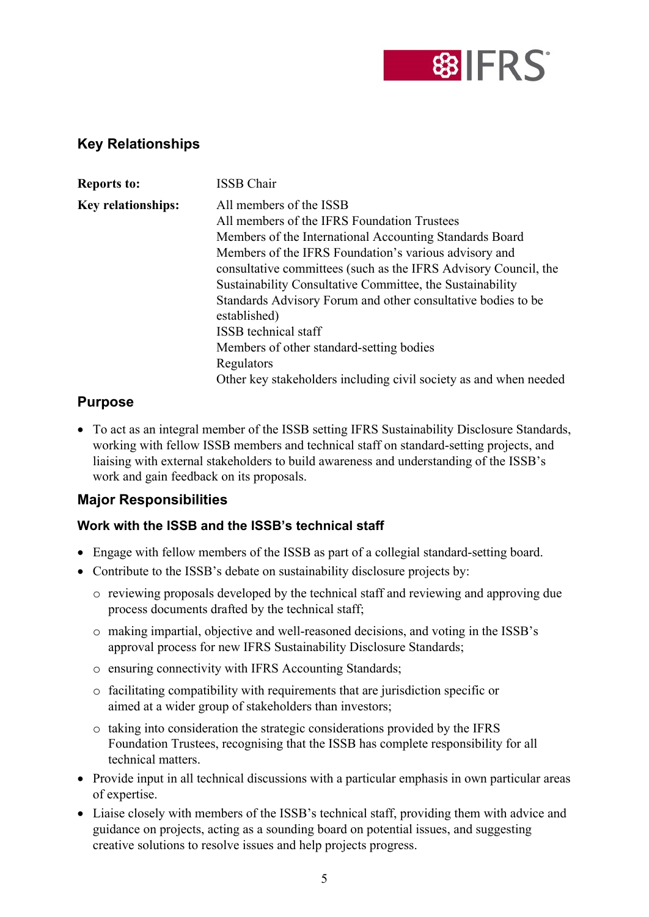## Key Relationships

| | |
|---|---|
| **Reports to:** | ISSB Chair |
| **Key relationships:** | All members of the ISSB<br>All members of the IFRS Foundation Trustees<br>Members of the International Accounting Standards Board<br>Members of the IFRS Foundation's various advisory and consultative committees (such as the IFRS Advisory Council, the Sustainability Consultative Committee, the Sustainability Standards Advisory Forum and other consultative bodies to be established)<br>ISSB technical staff<br>Members of other standard-setting bodies<br>Regulators<br>Other key stakeholders including civil society as and when needed |

## Purpose

- To act as an integral member of the ISSB setting IFRS Sustainability Disclosure Standards, working with fellow ISSB members and technical staff on standard-setting projects, and liaising with external stakeholders to build awareness and understanding of the ISSB's work and gain feedback on its proposals.

## Major Responsibilities

### Work with the ISSB and the ISSB's technical staff

- Engage with fellow members of the ISSB as part of a collegial standard-setting board.
- Contribute to the ISSB's debate on sustainability disclosure projects by:
  - reviewing proposals developed by the technical staff and reviewing and approving due process documents drafted by the technical staff;
  - making impartial, objective and well-reasoned decisions, and voting in the ISSB's approval process for new IFRS Sustainability Disclosure Standards;
  - ensuring connectivity with IFRS Accounting Standards;
  - facilitating compatibility with requirements that are jurisdiction specific or aimed at a wider group of stakeholders than investors;
  - taking into consideration the strategic considerations provided by the IFRS Foundation Trustees, recognising that the ISSB has complete responsibility for all technical matters.
- Provide input in all technical discussions with a particular emphasis in own particular areas of expertise.
- Liaise closely with members of the ISSB's technical staff, providing them with advice and guidance on projects, acting as a sounding board on potential issues, and suggesting creative solutions to resolve issues and help projects progress.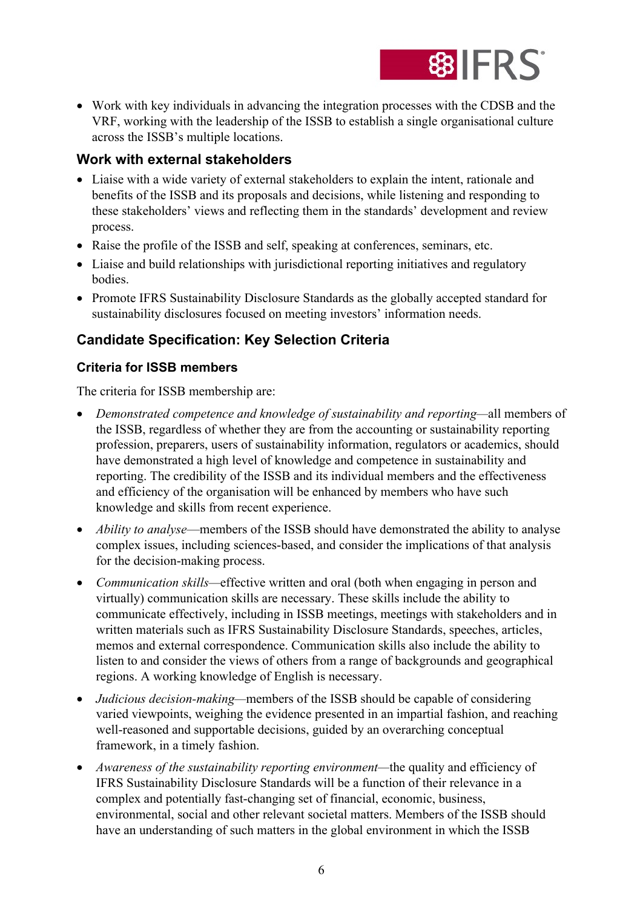- Work with key individuals in advancing the integration processes with the CDSB and the VRF, working with the leadership of the ISSB to establish a single organisational culture across the ISSB's multiple locations.

### Work with external stakeholders

- Liaise with a wide variety of external stakeholders to explain the intent, rationale and benefits of the ISSB and its proposals and decisions, while listening and responding to these stakeholders' views and reflecting them in the standards' development and review process.
- Raise the profile of the ISSB and self, speaking at conferences, seminars, etc.
- Liaise and build relationships with jurisdictional reporting initiatives and regulatory bodies.
- Promote IFRS Sustainability Disclosure Standards as the globally accepted standard for sustainability disclosures focused on meeting investors' information needs.

## Candidate Specification: Key Selection Criteria

### Criteria for ISSB members

The criteria for ISSB membership are:

- *Demonstrated competence and knowledge of sustainability and reporting*—all members of the ISSB, regardless of whether they are from the accounting or sustainability reporting profession, preparers, users of sustainability information, regulators or academics, should have demonstrated a high level of knowledge and competence in sustainability and reporting. The credibility of the ISSB and its individual members and the effectiveness and efficiency of the organisation will be enhanced by members who have such knowledge and skills from recent experience.
- *Ability to analyse*—members of the ISSB should have demonstrated the ability to analyse complex issues, including sciences-based, and consider the implications of that analysis for the decision-making process.
- *Communication skills*—effective written and oral (both when engaging in person and virtually) communication skills are necessary. These skills include the ability to communicate effectively, including in ISSB meetings, meetings with stakeholders and in written materials such as IFRS Sustainability Disclosure Standards, speeches, articles, memos and external correspondence. Communication skills also include the ability to listen to and consider the views of others from a range of backgrounds and geographical regions. A working knowledge of English is necessary.
- *Judicious decision-making*—members of the ISSB should be capable of considering varied viewpoints, weighing the evidence presented in an impartial fashion, and reaching well-reasoned and supportable decisions, guided by an overarching conceptual framework, in a timely fashion.
- *Awareness of the sustainability reporting environment*—the quality and efficiency of IFRS Sustainability Disclosure Standards will be a function of their relevance in a complex and potentially fast-changing set of financial, economic, business, environmental, social and other relevant societal matters. Members of the ISSB should have an understanding of such matters in the global environment in which the ISSB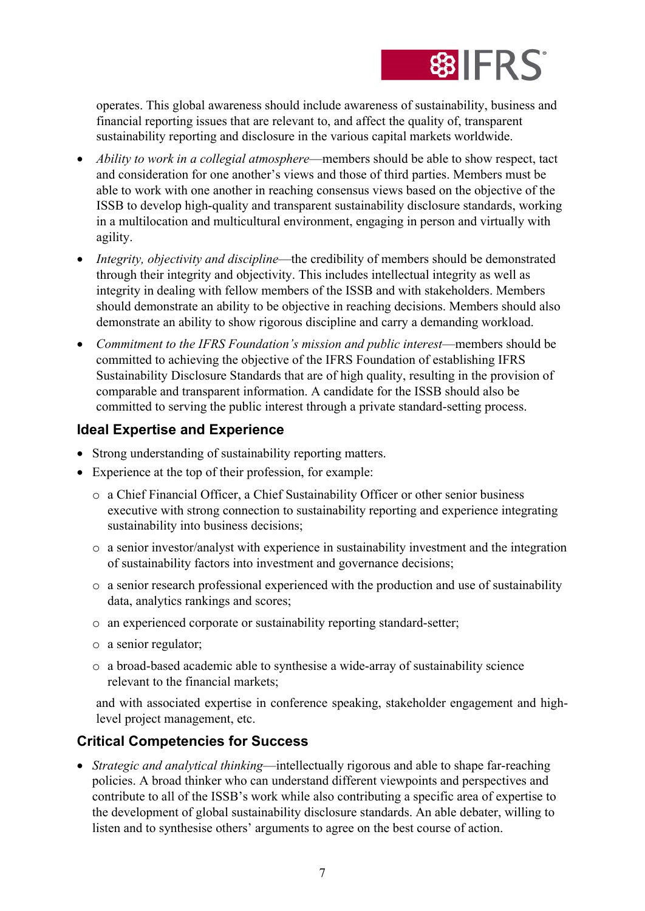operates. This global awareness should include awareness of sustainability, business and financial reporting issues that are relevant to, and affect the quality of, transparent sustainability reporting and disclosure in the various capital markets worldwide.

- *Ability to work in a collegial atmosphere*—members should be able to show respect, tact and consideration for one another's views and those of third parties. Members must be able to work with one another in reaching consensus views based on the objective of the ISSB to develop high-quality and transparent sustainability disclosure standards, working in a multilocation and multicultural environment, engaging in person and virtually with agility.
- *Integrity, objectivity and discipline*—the credibility of members should be demonstrated through their integrity and objectivity. This includes intellectual integrity as well as integrity in dealing with fellow members of the ISSB and with stakeholders. Members should demonstrate an ability to be objective in reaching decisions. Members should also demonstrate an ability to show rigorous discipline and carry a demanding workload.
- *Commitment to the IFRS Foundation's mission and public interest*—members should be committed to achieving the objective of the IFRS Foundation of establishing IFRS Sustainability Disclosure Standards that are of high quality, resulting in the provision of comparable and transparent information. A candidate for the ISSB should also be committed to serving the public interest through a private standard-setting process.

## Ideal Expertise and Experience

- Strong understanding of sustainability reporting matters.
- Experience at the top of their profession, for example:
  - a Chief Financial Officer, a Chief Sustainability Officer or other senior business executive with strong connection to sustainability reporting and experience integrating sustainability into business decisions;
  - a senior investor/analyst with experience in sustainability investment and the integration of sustainability factors into investment and governance decisions;
  - a senior research professional experienced with the production and use of sustainability data, analytics rankings and scores;
  - an experienced corporate or sustainability reporting standard-setter;
  - a senior regulator;
  - a broad-based academic able to synthesise a wide-array of sustainability science relevant to the financial markets;

  and with associated expertise in conference speaking, stakeholder engagement and high-level project management, etc.

## Critical Competencies for Success

- *Strategic and analytical thinking*—intellectually rigorous and able to shape far-reaching policies. A broad thinker who can understand different viewpoints and perspectives and contribute to all of the ISSB's work while also contributing a specific area of expertise to the development of global sustainability disclosure standards. An able debater, willing to listen and to synthesise others' arguments to agree on the best course of action.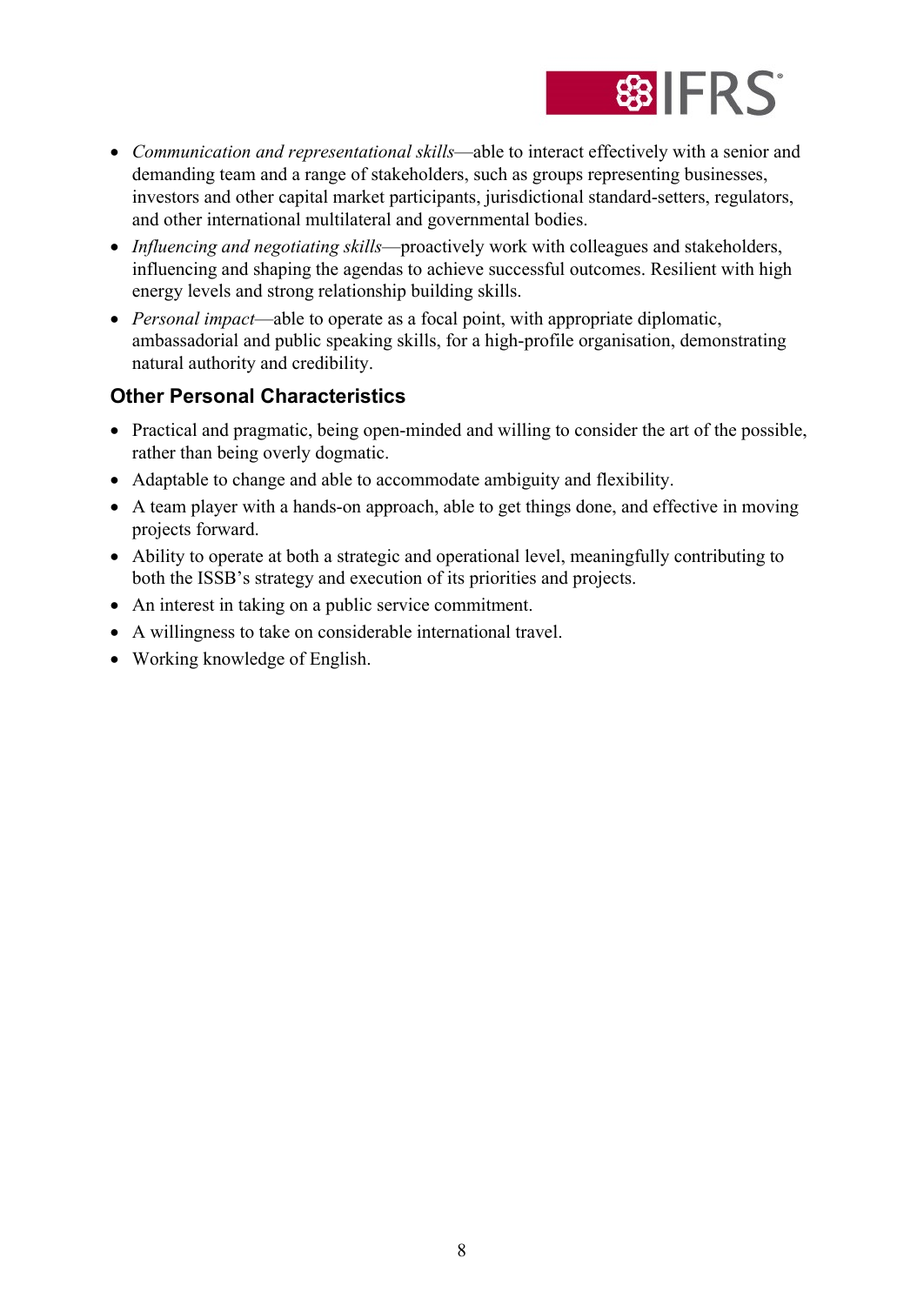- *Communication and representational skills*—able to interact effectively with a senior and demanding team and a range of stakeholders, such as groups representing businesses, investors and other capital market participants, jurisdictional standard-setters, regulators, and other international multilateral and governmental bodies.
- *Influencing and negotiating skills*—proactively work with colleagues and stakeholders, influencing and shaping the agendas to achieve successful outcomes. Resilient with high energy levels and strong relationship building skills.
- *Personal impact*—able to operate as a focal point, with appropriate diplomatic, ambassadorial and public speaking skills, for a high-profile organisation, demonstrating natural authority and credibility.

## Other Personal Characteristics

- Practical and pragmatic, being open-minded and willing to consider the art of the possible, rather than being overly dogmatic.
- Adaptable to change and able to accommodate ambiguity and flexibility.
- A team player with a hands-on approach, able to get things done, and effective in moving projects forward.
- Ability to operate at both a strategic and operational level, meaningfully contributing to both the ISSB's strategy and execution of its priorities and projects.
- An interest in taking on a public service commitment.
- A willingness to take on considerable international travel.
- Working knowledge of English.